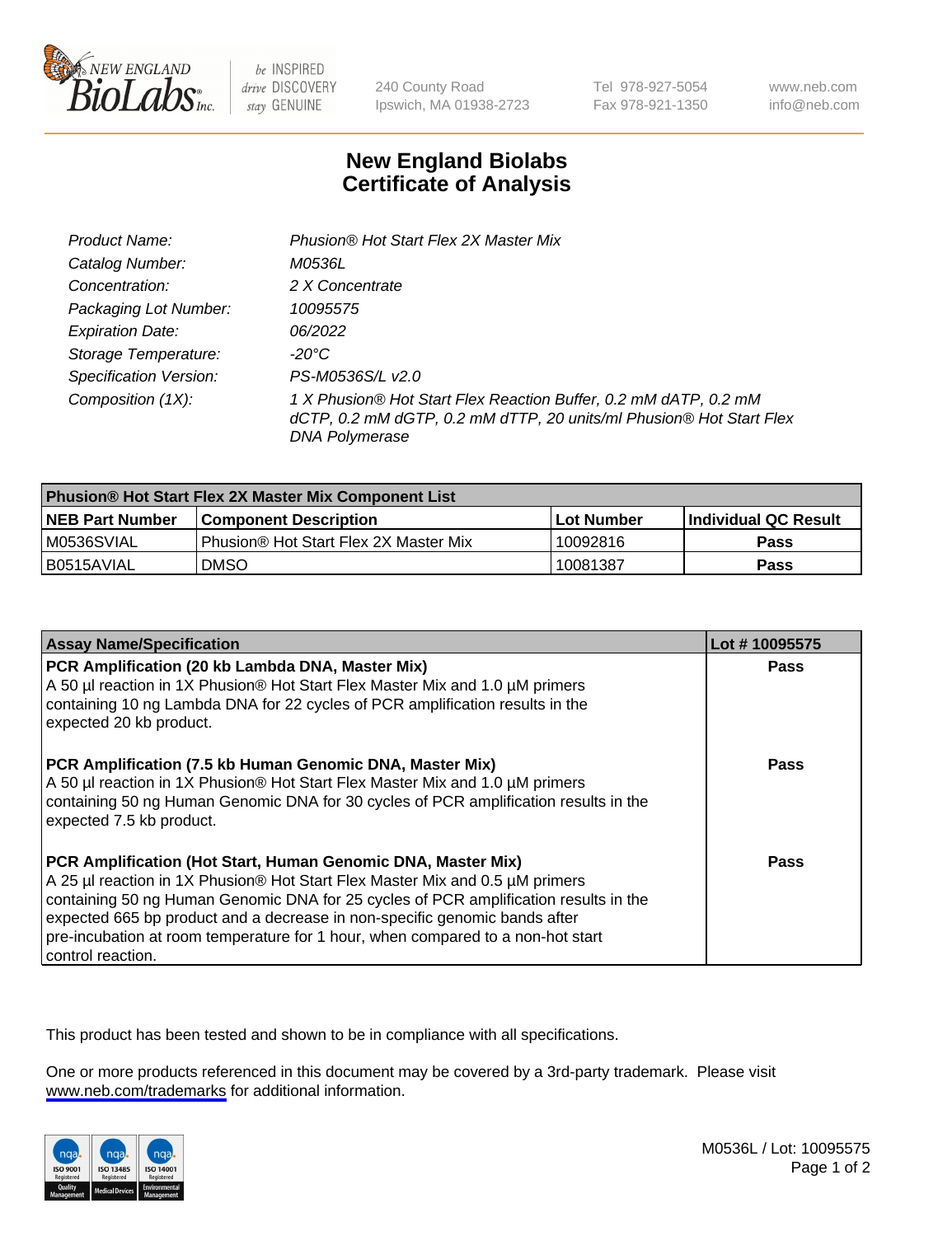# New England Biolabs
# Certificate of Analysis

| | |
|---|---|
| *Product Name:* | *Phusion® Hot Start Flex 2X Master Mix* |
| *Catalog Number:* | *M0536L* |
| *Concentration:* | *2 X Concentrate* |
| *Packaging Lot Number:* | *10095575* |
| *Expiration Date:* | *06/2022* |
| *Storage Temperature:* | *-20°C* |
| *Specification Version:* | *PS-M0536S/L v2.0* |
| *Composition (1X):* | *1 X Phusion® Hot Start Flex Reaction Buffer, 0.2 mM dATP, 0.2 mM dCTP, 0.2 mM dGTP, 0.2 mM dTTP, 20 units/ml Phusion® Hot Start Flex DNA Polymerase* |

| **Phusion® Hot Start Flex 2X Master Mix Component List** | | | |
|---|---|---|---|
| **NEB Part Number** | **Component Description** | **Lot Number** | **Individual QC Result** |
| M0536SVIAL | Phusion® Hot Start Flex 2X Master Mix | 10092816 | **Pass** |
| B0515AVIAL | DMSO | 10081387 | **Pass** |

| **Assay Name/Specification** | **Lot # 10095575** |
|---|---|
| **PCR Amplification (20 kb Lambda DNA, Master Mix)** A 50 µl reaction in 1X Phusion® Hot Start Flex Master Mix and 1.0 µM primers containing 10 ng Lambda DNA for 22 cycles of PCR amplification results in the expected 20 kb product. | **Pass** |
| **PCR Amplification (7.5 kb Human Genomic DNA, Master Mix)** A 50 µl reaction in 1X Phusion® Hot Start Flex Master Mix and 1.0 µM primers containing 50 ng Human Genomic DNA for 30 cycles of PCR amplification results in the expected 7.5 kb product. | **Pass** |
| **PCR Amplification (Hot Start, Human Genomic DNA, Master Mix)** A 25 µl reaction in 1X Phusion® Hot Start Flex Master Mix and 0.5 µM primers containing 50 ng Human Genomic DNA for 25 cycles of PCR amplification results in the expected 665 bp product and a decrease in non-specific genomic bands after pre-incubation at room temperature for 1 hour, when compared to a non-hot start control reaction. | **Pass** |

This product has been tested and shown to be in compliance with all specifications.

One or more products referenced in this document may be covered by a 3rd-party trademark. Please visit www.neb.com/trademarks for additional information.

M0536L / Lot: 10095575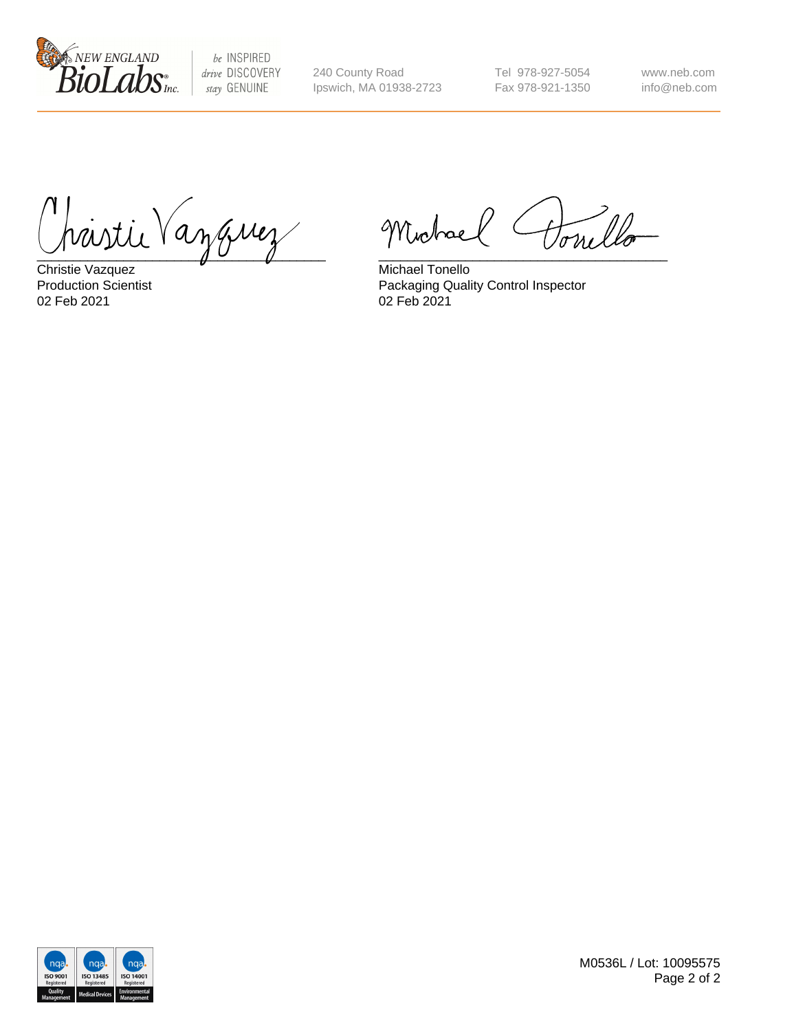Christie Vazquez
Production Scientist
02 Feb 2021

Michael Tonello
Packaging Quality Control Inspector
02 Feb 2021

M0536L / Lot: 10095575